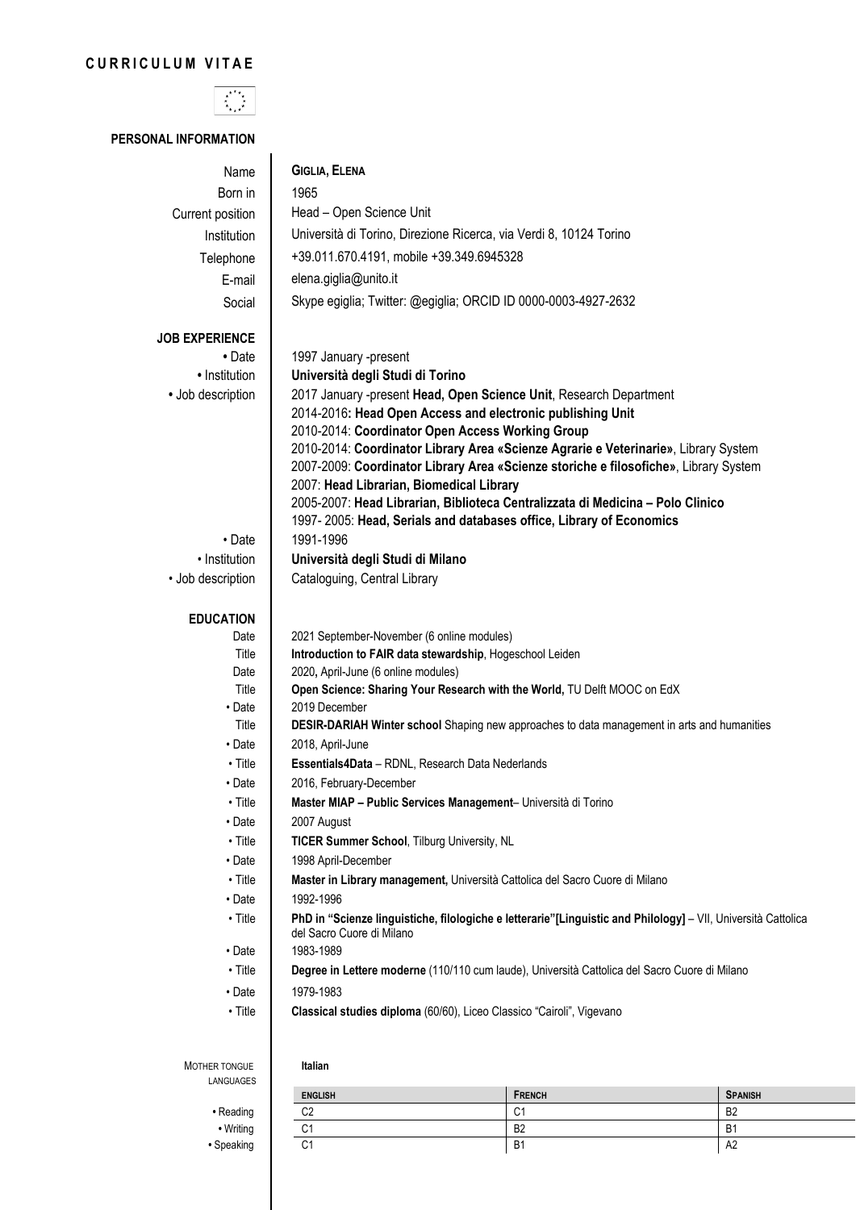# CURRICULUM VITAE

## PERSONAL INFORMATION

| | |
|---|---|
| Name | **GIGLIA, ELENA** |
| Born in | 1965 |
| Current position | Head – Open Science Unit |
| Institution | Università di Torino, Direzione Ricerca, via Verdi 8, 10124 Torino |
| Telephone | +39.011.670.4191, mobile +39.349.6945328 |
| E-mail | elena.giglia@unito.it |
| Social | Skype egiglia; Twitter: @egiglia; ORCID ID 0000-0003-4927-2632 |

## JOB EXPERIENCE

• Date: 1997 January -present

• Institution: **Università degli Studi di Torino**

• Job description:
2017 January -present **Head, Open Science Unit**, Research Department
2014-2016**: Head Open Access and electronic publishing Unit**
2010-2014: **Coordinator Open Access Working Group**
2010-2014: **Coordinator Library Area «Scienze Agrarie e Veterinarie»**, Library System
2007-2009: **Coordinator Library Area «Scienze storiche e filosofiche»**, Library System
2007: **Head Librarian, Biomedical Library**
2005-2007: **Head Librarian, Biblioteca Centralizzata di Medicina – Polo Clinico**
1997- 2005: **Head, Serials and databases office, Library of Economics**

• Date: 1991-1996

• Institution: **Università degli Studi di Milano**

• Job description: Cataloguing, Central Library

## EDUCATION

Date: 2021 September-November (6 online modules)
Title: **Introduction to FAIR data stewardship**, Hogeschool Leiden

Date: 2020**,** April-June (6 online modules)
Title: **Open Science: Sharing Your Research with the World,** TU Delft MOOC on EdX

• Date: 2019 December
Title: **DESIR-DARIAH Winter school** Shaping new approaches to data management in arts and humanities

• Date: 2018, April-June
• Title: **Essentials4Data** – RDNL, Research Data Nederlands

• Date: 2016, February-December
• Title: **Master MIAP – Public Services Management**– Università di Torino

• Date: 2007 August
• Title: **TICER Summer School**, Tilburg University, NL

• Date: 1998 April-December
• Title: **Master in Library management,** Università Cattolica del Sacro Cuore di Milano

• Date: 1992-1996
• Title: **PhD in "Scienze linguistiche, filologiche e letterarie"[Linguistic and Philology]** – VII, Università Cattolica del Sacro Cuore di Milano

• Date: 1983-1989
• Title: **Degree in Lettere moderne** (110/110 cum laude), Università Cattolica del Sacro Cuore di Milano

• Date: 1979-1983
• Title: **Classical studies diploma** (60/60), Liceo Classico "Cairoli", Vigevano

MOTHER TONGUE: **Italian**

LANGUAGES

| | ENGLISH | FRENCH | SPANISH |
|---|---|---|---|
| • Reading | C2 | C1 | B2 |
| • Writing | C1 | B2 | B1 |
| • Speaking | C1 | B1 | A2 |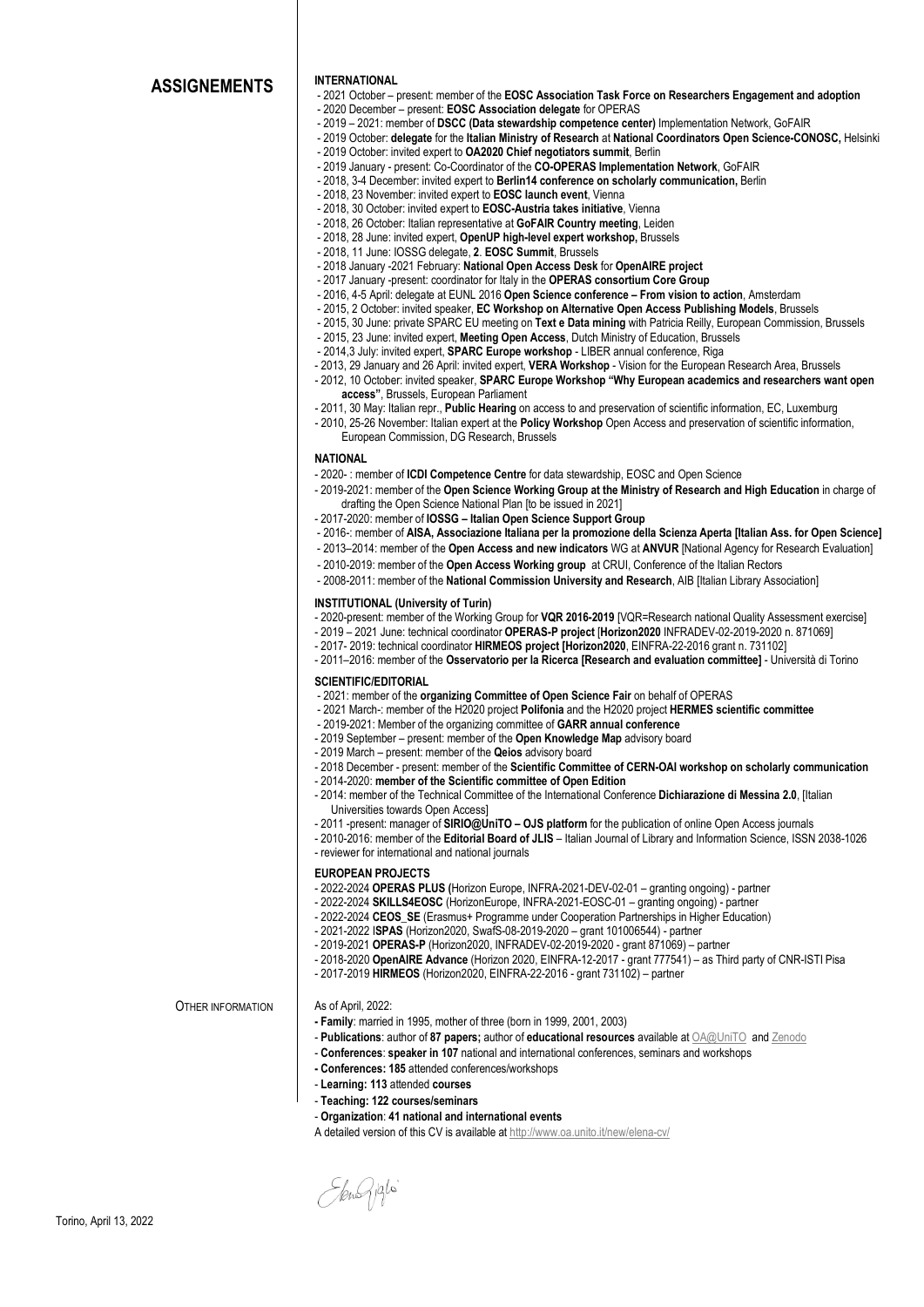## ASSIGNEMENTS

**INTERNATIONAL**

- 2021 October – present: member of the **EOSC Association Task Force on Researchers Engagement and adoption**
- 2020 December – present: **EOSC Association delegate** for OPERAS
- 2019 – 2021: member of **DSCC (Data stewardship competence center)** Implementation Network, GoFAIR
- 2019 October: **delegate** for the **Italian Ministry of Research** at **National Coordinators Open Science-CONOSC,** Helsinki
- 2019 October: invited expert to **OA2020 Chief negotiators summit**, Berlin
- 2019 January - present: Co-Coordinator of the **CO-OPERAS Implementation Network**, GoFAIR
- 2018, 3-4 December: invited expert to **Berlin14 conference on scholarly communication,** Berlin
- 2018, 23 November: invited expert to **EOSC launch event**, Vienna
- 2018, 30 October: invited expert to **EOSC-Austria takes initiative**, Vienna
- 2018, 26 October: Italian representative at **GoFAIR Country meeting**, Leiden
- 2018, 28 June: invited expert, **OpenUP high-level expert workshop,** Brussels
- 2018, 11 June: IOSSG delegate, **2**. **EOSC Summit**, Brussels
- 2018 January -2021 February: **National Open Access Desk** for **OpenAIRE project**
- 2017 January -present: coordinator for Italy in the **OPERAS consortium Core Group**
- 2016, 4-5 April: delegate at EUNL 2016 **Open Science conference – From vision to action**, Amsterdam
- 2015, 2 October: invited speaker, **EC Workshop on Alternative Open Access Publishing Models**, Brussels
- 2015, 30 June: private SPARC EU meeting on **Text e Data mining** with Patricia Reilly, European Commission, Brussels
- 2015, 23 June: invited expert, **Meeting Open Access**, Dutch Ministry of Education, Brussels
- 2014,3 July: invited expert, **SPARC Europe workshop** - LIBER annual conference, Riga
- 2013, 29 January and 26 April: invited expert, **VERA Workshop** - Vision for the European Research Area, Brussels
- 2012, 10 October: invited speaker, **SPARC Europe Workshop "Why European academics and researchers want open access"**, Brussels, European Parliament
- 2011, 30 May: Italian repr., **Public Hearing** on access to and preservation of scientific information, EC, Luxemburg
- 2010, 25-26 November: Italian expert at the **Policy Workshop** Open Access and preservation of scientific information, European Commission, DG Research, Brussels

**NATIONAL**

- 2020- : member of **ICDI Competence Centre** for data stewardship, EOSC and Open Science
- 2019-2021: member of the **Open Science Working Group at the Ministry of Research and High Education** in charge of drafting the Open Science National Plan [to be issued in 2021]
- 2017-2020: member of **IOSSG – Italian Open Science Support Group**
- 2016-: member of **AISA, Associazione Italiana per la promozione della Scienza Aperta [Italian Ass. for Open Science]**
- 2013–2014: member of the **Open Access and new indicators** WG at **ANVUR** [National Agency for Research Evaluation]
- 2010-2019: member of the **Open Access Working group** at CRUI, Conference of the Italian Rectors
- 2008-2011: member of the **National Commission University and Research**, AIB [Italian Library Association]

**INSTITUTIONAL (University of Turin)**

- 2020-present: member of the Working Group for **VQR 2016-2019** [VQR=Research national Quality Assessment exercise]
- 2019 – 2021 June: technical coordinator **OPERAS-P project** [**Horizon2020** INFRADEV-02-2019-2020 n. 871069]
- 2017- 2019: technical coordinator **HIRMEOS project [Horizon2020**, EINFRA-22-2016 grant n. 731102]
- 2011–2016: member of the **Osservatorio per la Ricerca [Research and evaluation committee]** - Università di Torino

**SCIENTIFIC/EDITORIAL**

- 2021: member of the **organizing Committee of Open Science Fair** on behalf of OPERAS
- 2021 March-: member of the H2020 project **Polifonia** and the H2020 project **HERMES scientific committee**
- 2019-2021: Member of the organizing committee of **GARR annual conference**
- 2019 September – present: member of the **Open Knowledge Map** advisory board
- 2019 March – present: member of the **Qeios** advisory board
- 2018 December - present: member of the **Scientific Committee of CERN-OAI workshop on scholarly communication**
- 2014-2020: **member of the Scientific committee of Open Edition**
- 2014: member of the Technical Committee of the International Conference **Dichiarazione di Messina 2.0**, [Italian Universities towards Open Access]
- 2011 -present: manager of **SIRIO@UniTO – OJS platform** for the publication of online Open Access journals
- 2010-2016: member of the **Editorial Board of JLIS** – Italian Journal of Library and Information Science, ISSN 2038-1026
- reviewer for international and national journals

**EUROPEAN PROJECTS**

- 2022-2024 **OPERAS PLUS (**Horizon Europe, INFRA-2021-DEV-02-01 – granting ongoing) - partner
- 2022-2024 **SKILLS4EOSC** (HorizonEurope, INFRA-2021-EOSC-01 – granting ongoing) - partner
- 2022-2024 **CEOS_SE** (Erasmus+ Programme under Cooperation Partnerships in Higher Education)
- 2021-2022 I**SPAS** (Horizon2020, SwafS-08-2019-2020 – grant 101006544) - partner
- 2019-2021 **OPERAS-P** (Horizon2020, INFRADEV-02-2019-2020 - grant 871069) – partner
- 2018-2020 **OpenAIRE Advance** (Horizon 2020, EINFRA-12-2017 - grant 777541) – as Third party of CNR-ISTI Pisa
- 2017-2019 **HIRMEOS** (Horizon2020, EINFRA-22-2016 - grant 731102) – partner

## OTHER INFORMATION

As of April, 2022:

- **Family**: married in 1995, mother of three (born in 1999, 2001, 2003)
- **Publications**: author of **87 papers;** author of **educational resources** available at OA@UniTO and Zenodo
- **Conferences**: **speaker in 107** national and international conferences, seminars and workshops
- **Conferences: 185** attended conferences/workshops
- **Learning: 113** attended **courses**
- **Teaching: 122 courses/seminars**
- **Organization**: **41 national and international events**

A detailed version of this CV is available at http://www.oa.unito.it/new/elena-cv/

Torino, April 13, 2022